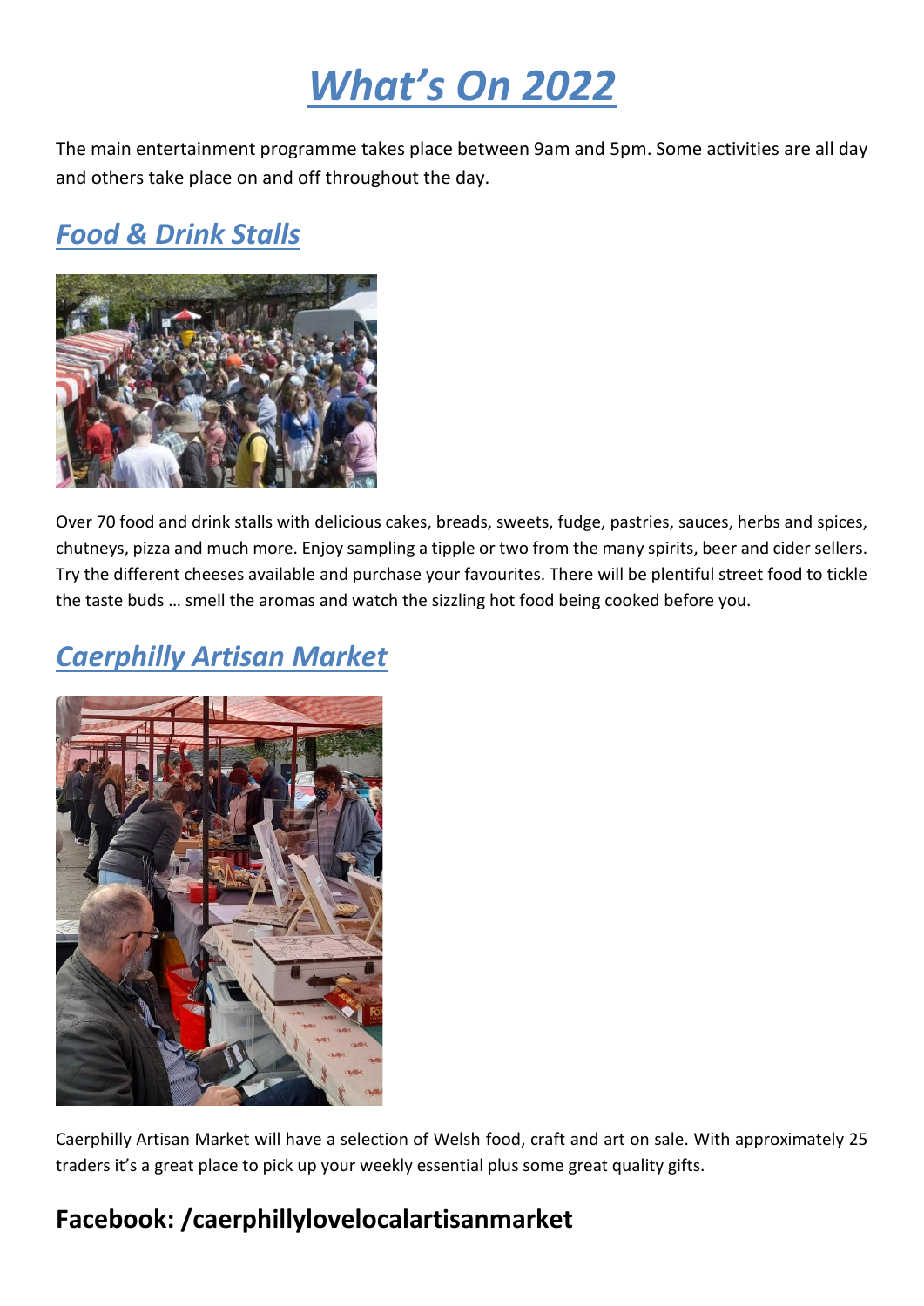# *What's On 2022*

The main entertainment programme takes place between 9am and 5pm. Some activities are all day and others take place on and off throughout the day.

## *Food & Drink Stalls*

Over 70 food and drink stalls with delicious cakes, breads, sweets, fudge, pastries, sauces, herbs and spices, chutneys, pizza and much more. Enjoy sampling a tipple or two from the many spirits, beer and cider sellers. Try the different cheeses available and purchase your favourites. There will be plentiful street food to tickle the taste buds … smell the aromas and watch the sizzling hot food being cooked before you.

## *Caerphilly Artisan Market*

Caerphilly Artisan Market will have a selection of Welsh food, craft and art on sale. With approximately 25 traders it's a great place to pick up your weekly essential plus some great quality gifts.

### **Facebook: /caerphillylovelocalartisanmarket**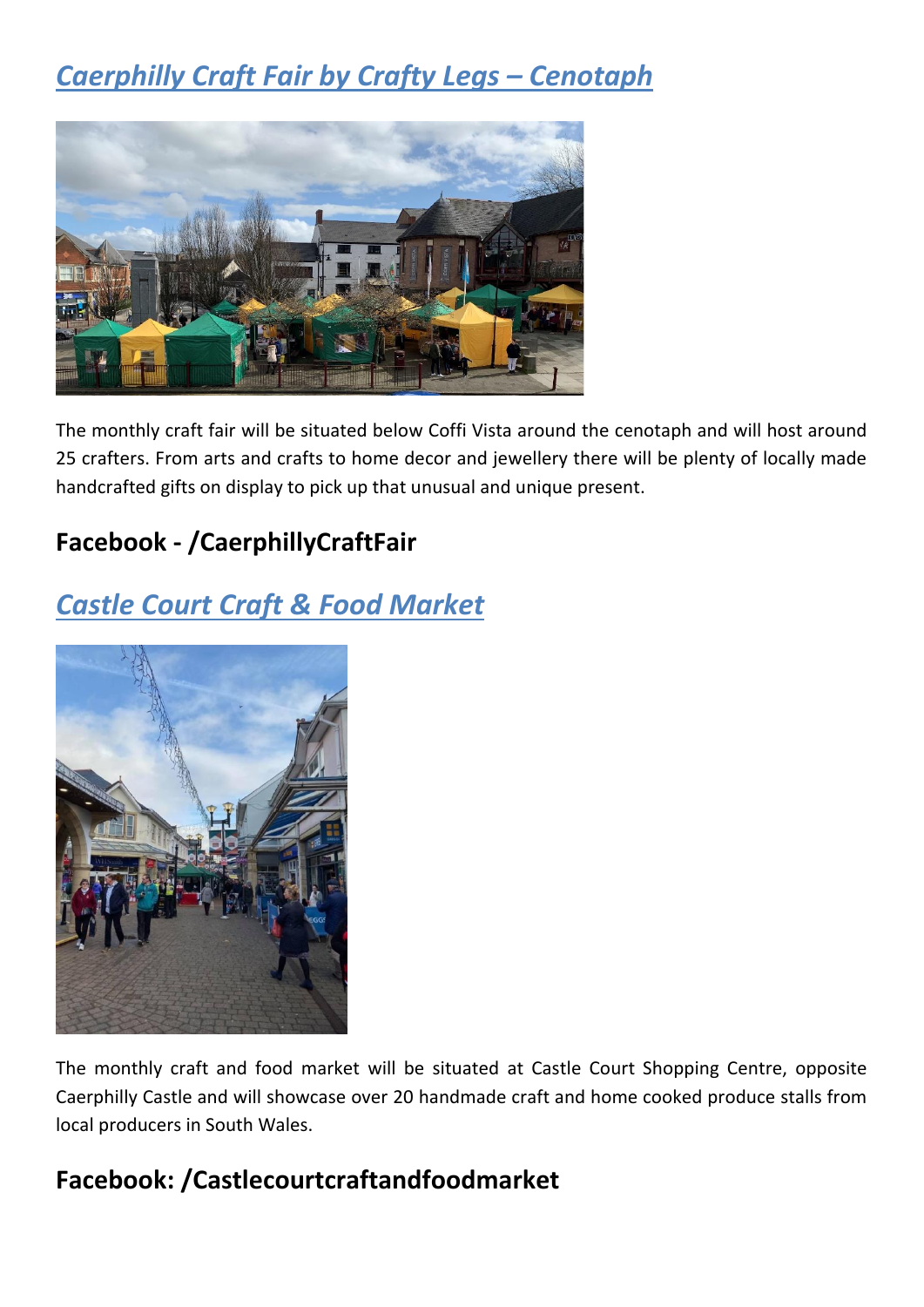## *Caerphilly Craft Fair by Crafty Legs – Cenotaph*

The monthly craft fair will be situated below Coffi Vista around the cenotaph and will host around 25 crafters. From arts and crafts to home decor and jewellery there will be plenty of locally made handcrafted gifts on display to pick up that unusual and unique present.

### Facebook - /CaerphillyCraftFair

## *Castle Court Craft & Food Market*

The monthly craft and food market will be situated at Castle Court Shopping Centre, opposite Caerphilly Castle and will showcase over 20 handmade craft and home cooked produce stalls from local producers in South Wales.

### Facebook: /Castlecourtcraftandfoodmarket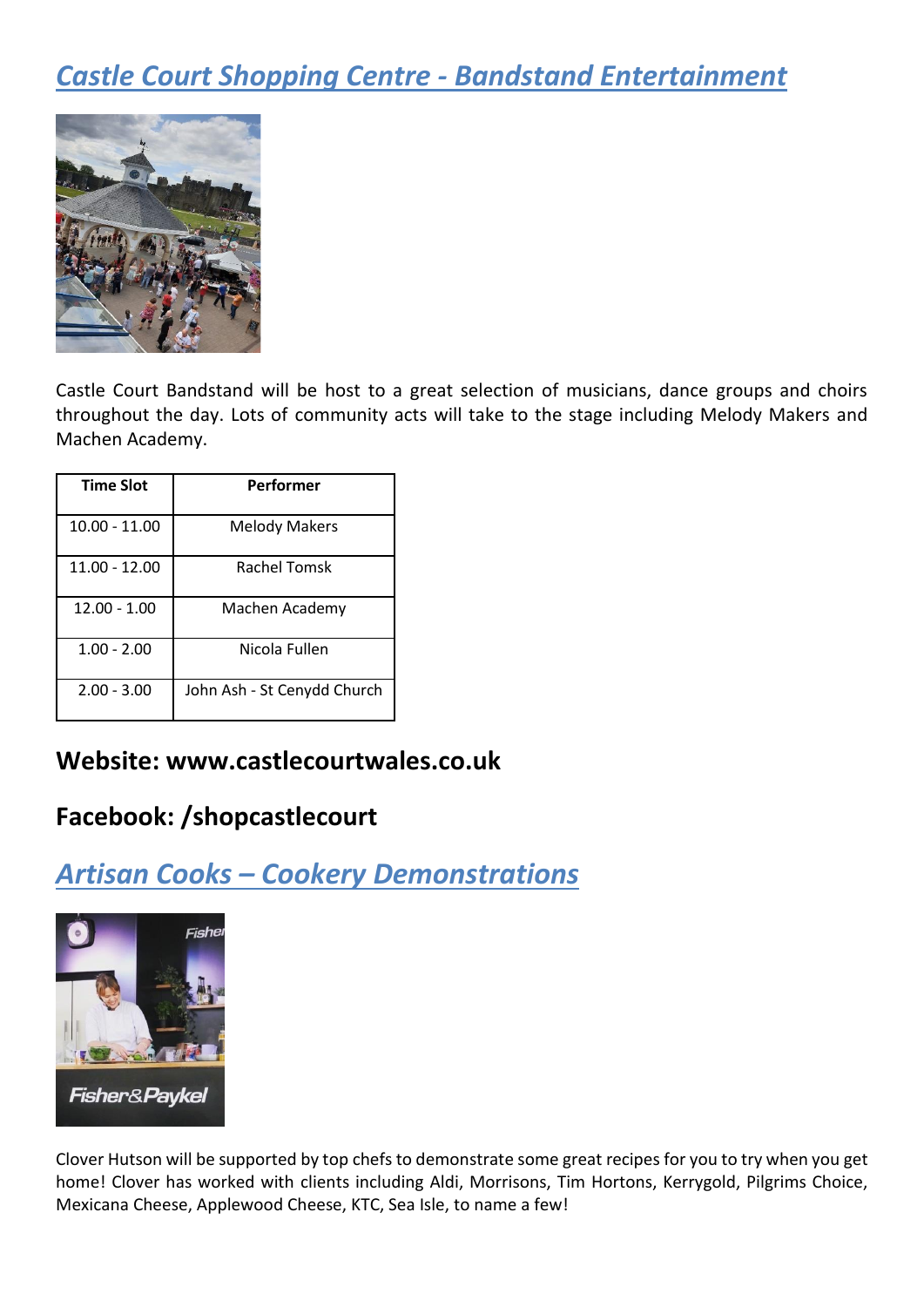## *Castle Court Shopping Centre - Bandstand Entertainment*

Castle Court Bandstand will be host to a great selection of musicians, dance groups and choirs throughout the day. Lots of community acts will take to the stage including Melody Makers and Machen Academy.

| Time Slot | Performer |
|---|---|
| 10.00 - 11.00 | Melody Makers |
| 11.00 - 12.00 | Rachel Tomsk |
| 12.00 - 1.00 | Machen Academy |
| 1.00 - 2.00 | Nicola Fullen |
| 2.00 - 3.00 | John Ash - St Cenydd Church |

### Website: www.castlecourtwales.co.uk

### Facebook: /shopcastlecourt

## *Artisan Cooks – Cookery Demonstrations*

Clover Hutson will be supported by top chefs to demonstrate some great recipes for you to try when you get home! Clover has worked with clients including Aldi, Morrisons, Tim Hortons, Kerrygold, Pilgrims Choice, Mexicana Cheese, Applewood Cheese, KTC, Sea Isle, to name a few!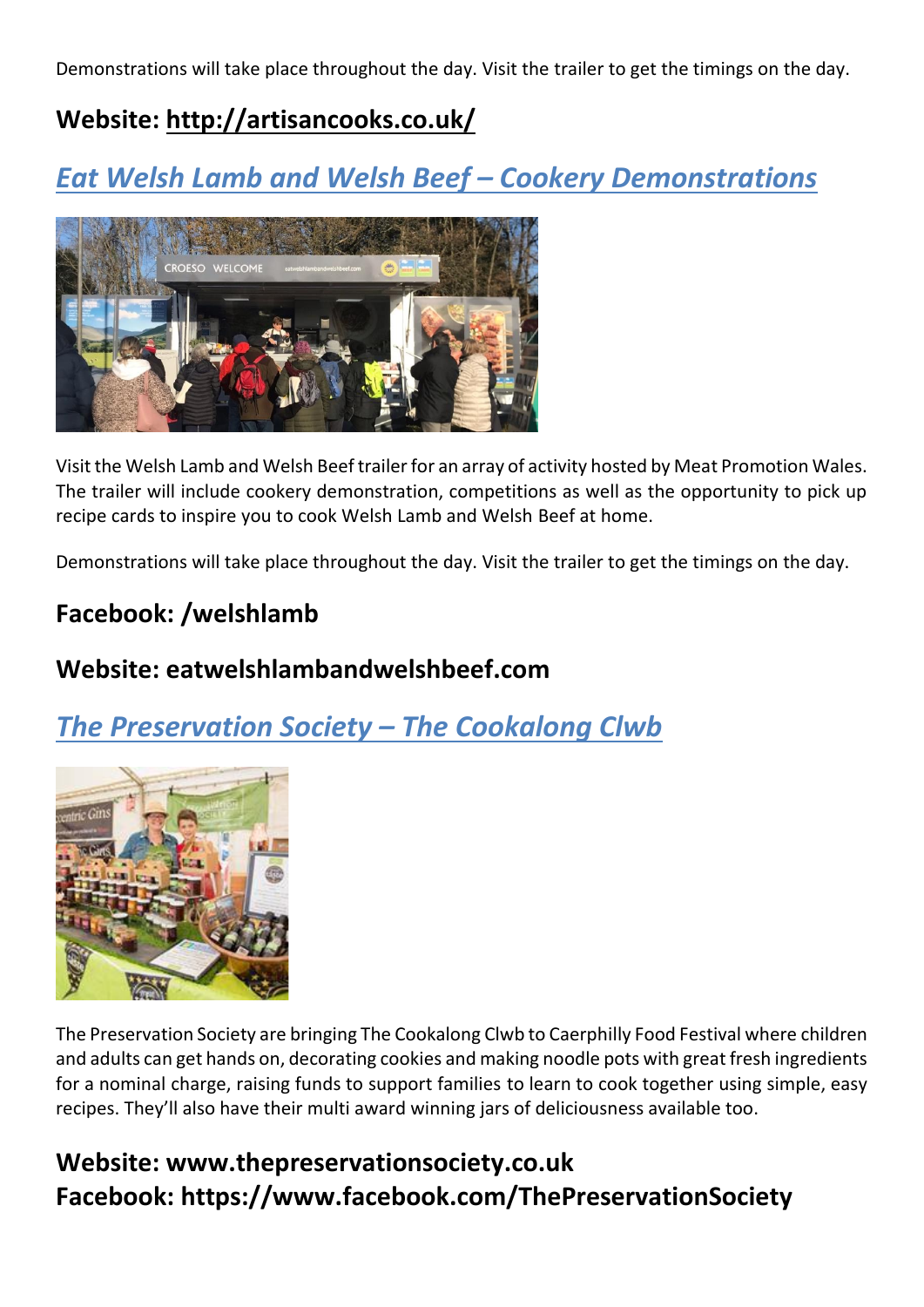Demonstrations will take place throughout the day. Visit the trailer to get the timings on the day.

## Website: http://artisancooks.co.uk/

## *Eat Welsh Lamb and Welsh Beef – Cookery Demonstrations*

Visit the Welsh Lamb and Welsh Beef trailer for an array of activity hosted by Meat Promotion Wales. The trailer will include cookery demonstration, competitions as well as the opportunity to pick up recipe cards to inspire you to cook Welsh Lamb and Welsh Beef at home.

Demonstrations will take place throughout the day. Visit the trailer to get the timings on the day.

## Facebook: /welshlamb

## Website: eatwelshlambandwelshbeef.com

## *The Preservation Society – The Cookalong Clwb*

The Preservation Society are bringing The Cookalong Clwb to Caerphilly Food Festival where children and adults can get hands on, decorating cookies and making noodle pots with great fresh ingredients for a nominal charge, raising funds to support families to learn to cook together using simple, easy recipes. They'll also have their multi award winning jars of deliciousness available too.

## Website: www.thepreservationsociety.co.uk
## Facebook: https://www.facebook.com/ThePreservationSociety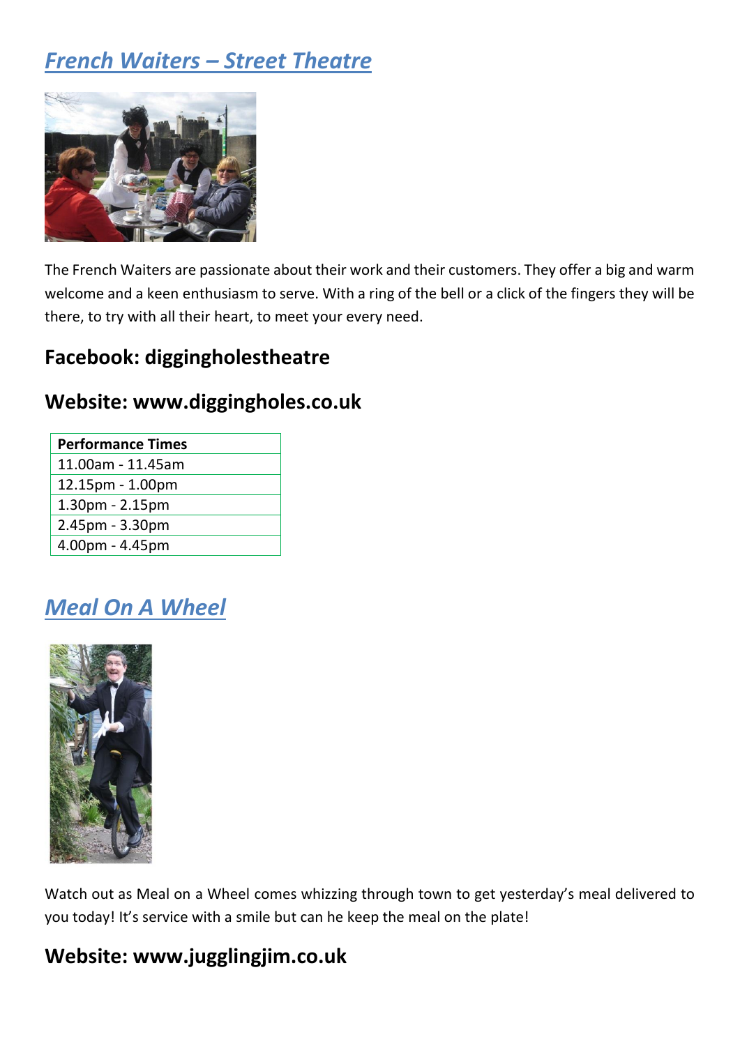## *French Waiters – Street Theatre*

The French Waiters are passionate about their work and their customers. They offer a big and warm welcome and a keen enthusiasm to serve. With a ring of the bell or a click of the fingers they will be there, to try with all their heart, to meet your every need.

### Facebook: diggingholestheatre

### Website: www.diggingholes.co.uk

| Performance Times |
|---|
| 11.00am - 11.45am |
| 12.15pm - 1.00pm |
| 1.30pm - 2.15pm |
| 2.45pm - 3.30pm |
| 4.00pm - 4.45pm |

## *Meal On A Wheel*

Watch out as Meal on a Wheel comes whizzing through town to get yesterday's meal delivered to you today! It's service with a smile but can he keep the meal on the plate!

### Website: www.jugglingjim.co.uk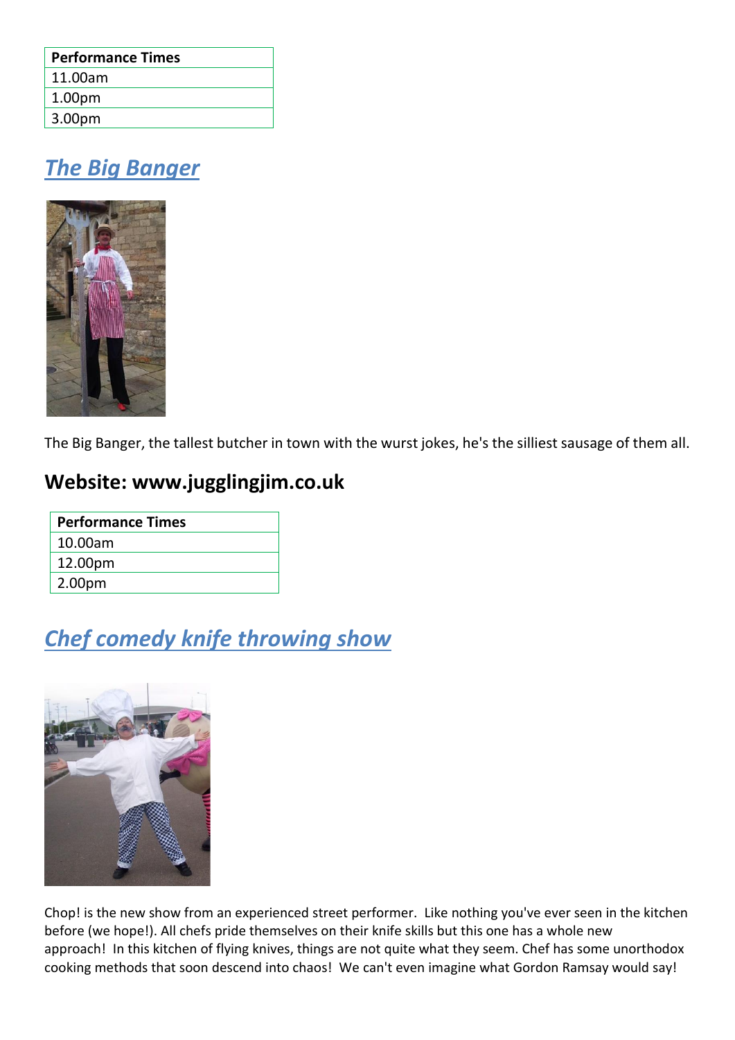| Performance Times |
| --- |
| 11.00am |
| 1.00pm |
| 3.00pm |

## *The Big Banger*

The Big Banger, the tallest butcher in town with the wurst jokes, he's the silliest sausage of them all.

## Website: www.jugglingjim.co.uk

| Performance Times |
| --- |
| 10.00am |
| 12.00pm |
| 2.00pm |

## *Chef comedy knife throwing show*

Chop! is the new show from an experienced street performer. Like nothing you've ever seen in the kitchen before (we hope!). All chefs pride themselves on their knife skills but this one has a whole new approach! In this kitchen of flying knives, things are not quite what they seem. Chef has some unorthodox cooking methods that soon descend into chaos! We can't even imagine what Gordon Ramsay would say!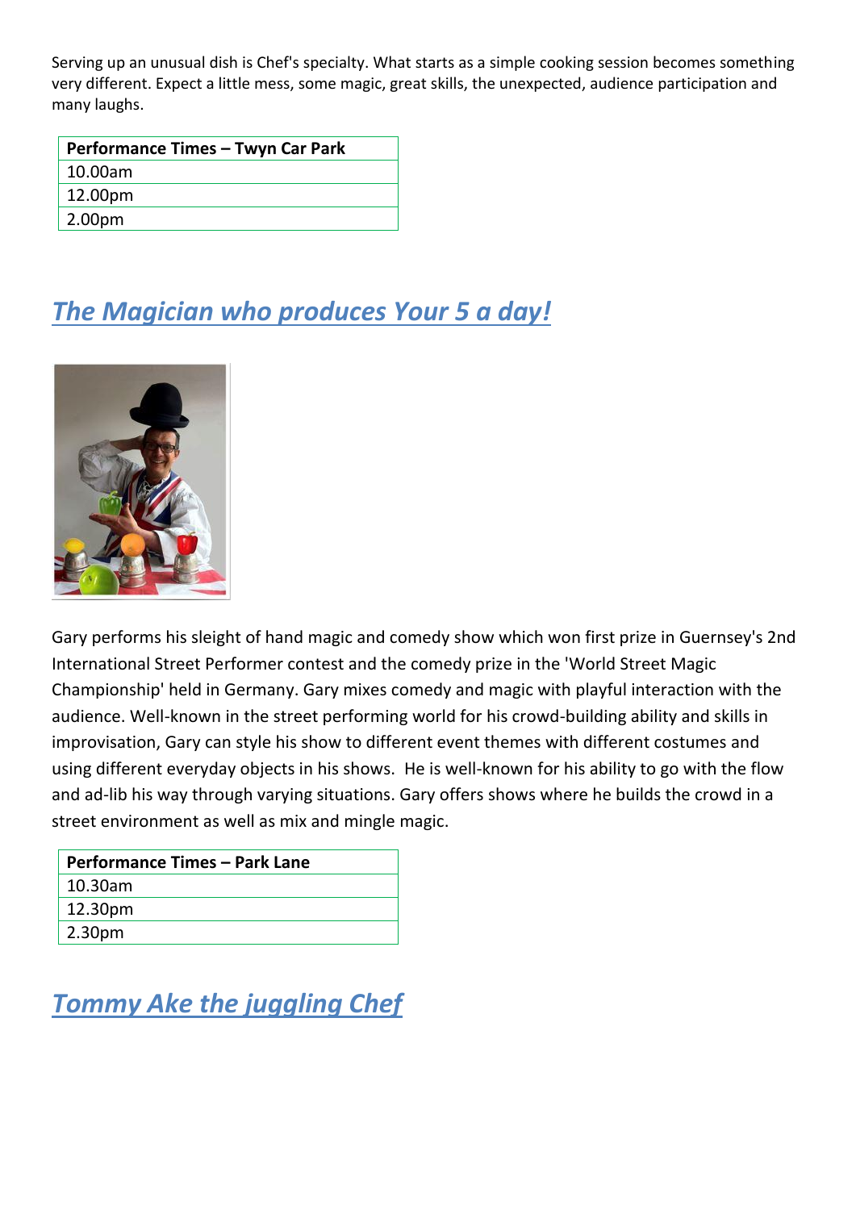Serving up an unusual dish is Chef's specialty. What starts as a simple cooking session becomes something very different. Expect a little mess, some magic, great skills, the unexpected, audience participation and many laughs.

| Performance Times – Twyn Car Park |
| --- |
| 10.00am |
| 12.00pm |
| 2.00pm |

## *The Magician who produces Your 5 a day!*

Gary performs his sleight of hand magic and comedy show which won first prize in Guernsey's 2nd International Street Performer contest and the comedy prize in the 'World Street Magic Championship' held in Germany. Gary mixes comedy and magic with playful interaction with the audience. Well-known in the street performing world for his crowd-building ability and skills in improvisation, Gary can style his show to different event themes with different costumes and using different everyday objects in his shows. He is well-known for his ability to go with the flow and ad-lib his way through varying situations. Gary offers shows where he builds the crowd in a street environment as well as mix and mingle magic.

| Performance Times – Park Lane |
| --- |
| 10.30am |
| 12.30pm |
| 2.30pm |

## *Tommy Ake the juggling Chef*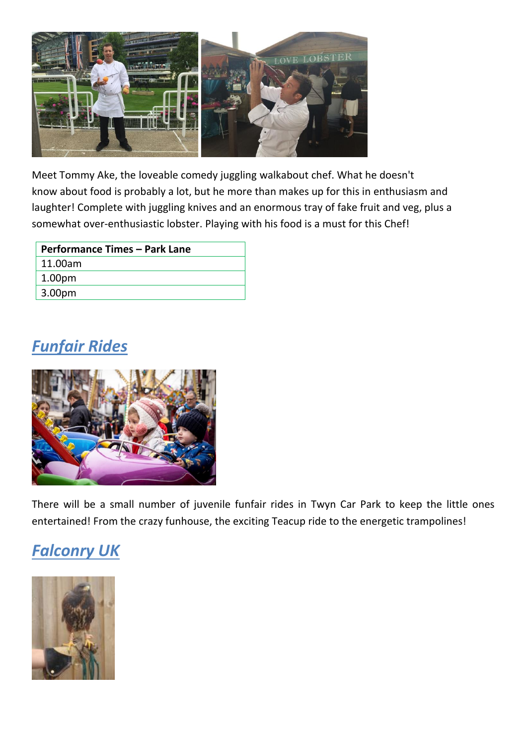Meet Tommy Ake, the loveable comedy juggling walkabout chef. What he doesn't know about food is probably a lot, but he more than makes up for this in enthusiasm and laughter! Complete with juggling knives and an enormous tray of fake fruit and veg, plus a somewhat over-enthusiastic lobster. Playing with his food is a must for this Chef!

| Performance Times – Park Lane |
| --- |
| 11.00am |
| 1.00pm |
| 3.00pm |

## *Funfair Rides*

There will be a small number of juvenile funfair rides in Twyn Car Park to keep the little ones entertained! From the crazy funhouse, the exciting Teacup ride to the energetic trampolines!

## *Falconry UK*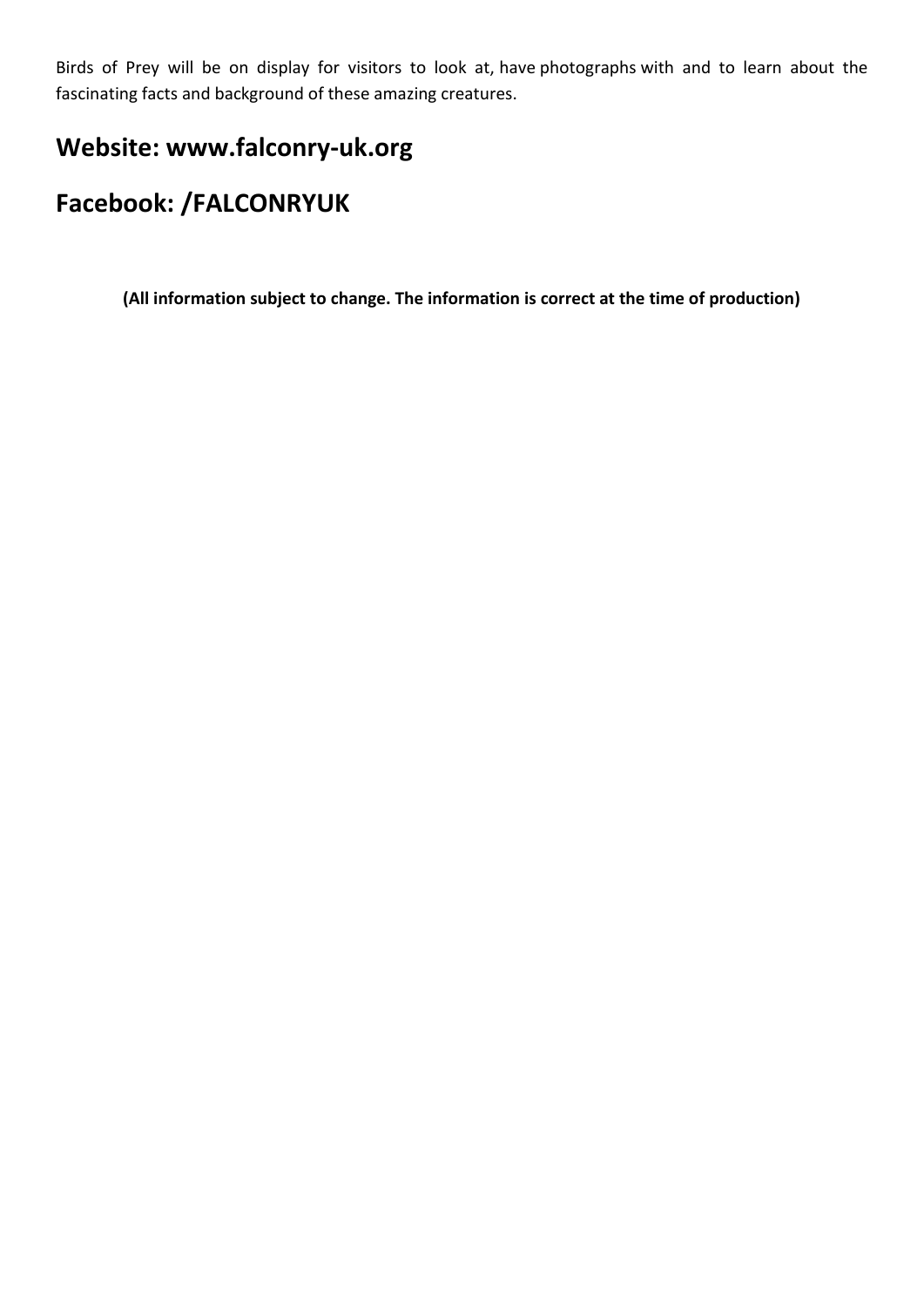Birds of Prey will be on display for visitors to look at, have photographs with and to learn about the fascinating facts and background of these amazing creatures.

## Website: www.falconry-uk.org

## Facebook: /FALCONRYUK

**(All information subject to change. The information is correct at the time of production)**